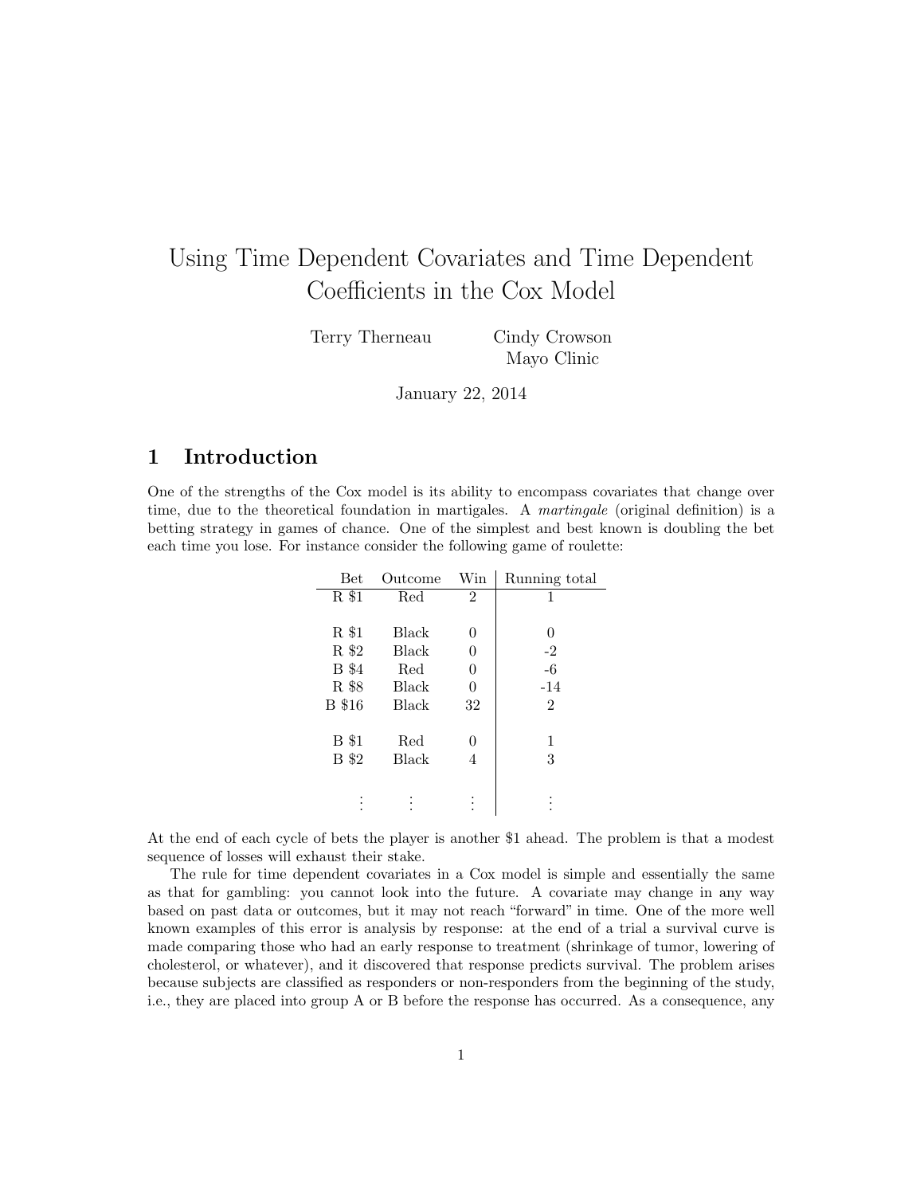# Using Time Dependent Covariates and Time Dependent Coefficients in the Cox Model

Terry Therneau Cindy Crowson
Mayo Clinic

January 22, 2014

## 1 Introduction

One of the strengths of the Cox model is its ability to encompass covariates that change over time, due to the theoretical foundation in martigales. A *martingale* (original definition) is a betting strategy in games of chance. One of the simplest and best known is doubling the bet each time you lose. For instance consider the following game of roulette:

| Bet | Outcome | Win | Running total |
|---|---|---|---|
| R $1 | Red | 2 | 1 |
| | | | |
| R $1 | Black | 0 | 0 |
| R $2 | Black | 0 | -2 |
| B $4 | Red | 0 | -6 |
| R $8 | Black | 0 | -14 |
| B $16 | Black | 32 | 2 |
| | | | |
| B $1 | Red | 0 | 1 |
| B $2 | Black | 4 | 3 |
| | | | |
| ⋮ | ⋮ | ⋮ | ⋮ |

At the end of each cycle of bets the player is another $1 ahead. The problem is that a modest sequence of losses will exhaust their stake.

The rule for time dependent covariates in a Cox model is simple and essentially the same as that for gambling: you cannot look into the future. A covariate may change in any way based on past data or outcomes, but it may not reach "forward" in time. One of the more well known examples of this error is analysis by response: at the end of a trial a survival curve is made comparing those who had an early response to treatment (shrinkage of tumor, lowering of cholesterol, or whatever), and it discovered that response predicts survival. The problem arises because subjects are classified as responders or non-responders from the beginning of the study, i.e., they are placed into group A or B before the response has occurred. As a consequence, any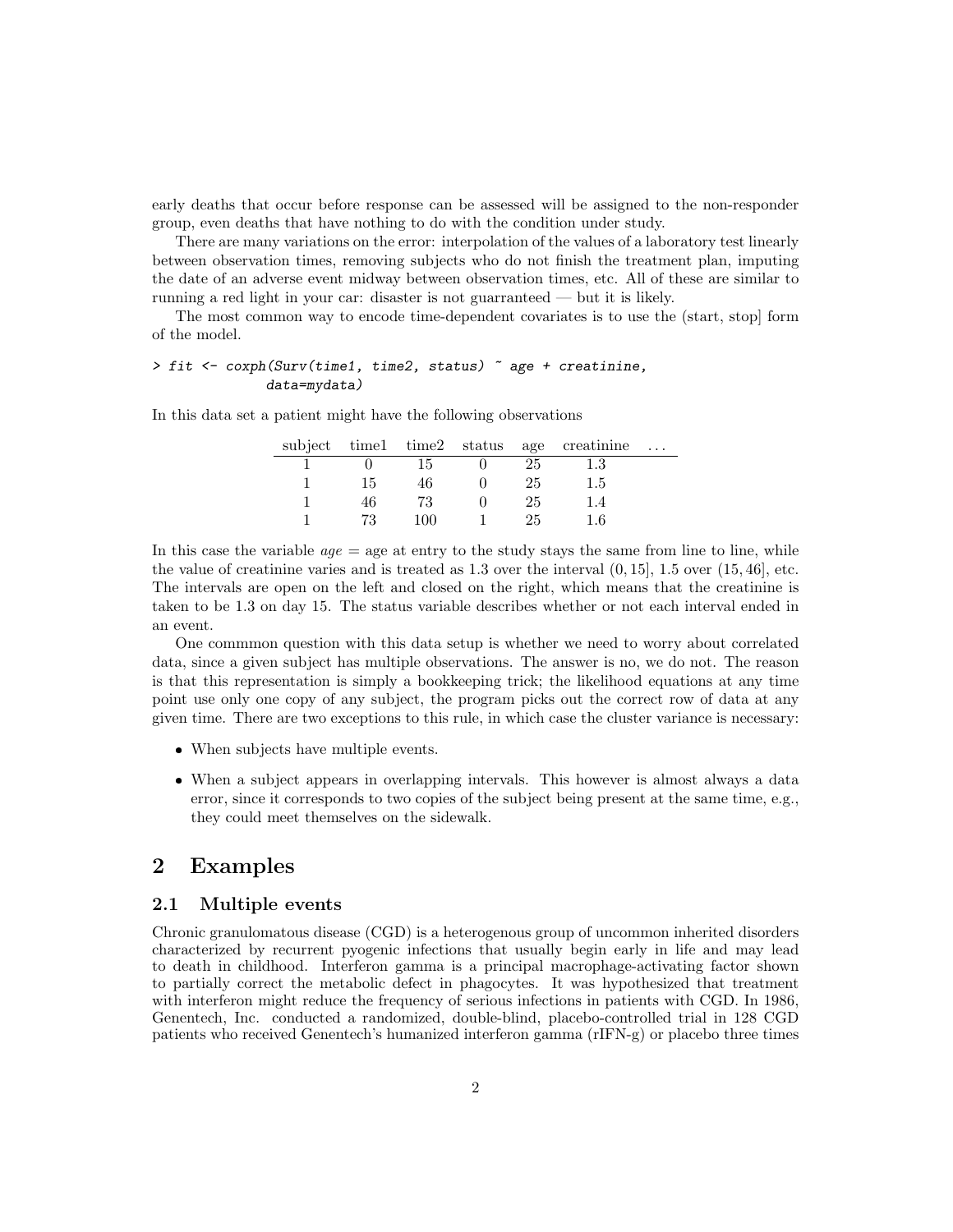early deaths that occur before response can be assessed will be assigned to the non-responder group, even deaths that have nothing to do with the condition under study.

There are many variations on the error: interpolation of the values of a laboratory test linearly between observation times, removing subjects who do not finish the treatment plan, imputing the date of an adverse event midway between observation times, etc. All of these are similar to running a red light in your car: disaster is not guarranteed — but it is likely.

The most common way to encode time-dependent covariates is to use the (start, stop] form of the model.

```
> fit <- coxph(Surv(time1, time2, status) ~ age + creatinine,
             data=mydata)
```

In this data set a patient might have the following observations

| subject | time1 | time2 | status | age | creatinine | ... |
|---|---|---|---|---|---|---|
| 1 | 0 | 15 | 0 | 25 | 1.3 | |
| 1 | 15 | 46 | 0 | 25 | 1.5 | |
| 1 | 46 | 73 | 0 | 25 | 1.4 | |
| 1 | 73 | 100 | 1 | 25 | 1.6 | |

In this case the variable *age* = age at entry to the study stays the same from line to line, while the value of creatinine varies and is treated as 1.3 over the interval $(0, 15]$, 1.5 over $(15, 46]$, etc. The intervals are open on the left and closed on the right, which means that the creatinine is taken to be 1.3 on day 15. The status variable describes whether or not each interval ended in an event.

One commmon question with this data setup is whether we need to worry about correlated data, since a given subject has multiple observations. The answer is no, we do not. The reason is that this representation is simply a bookkeeping trick; the likelihood equations at any time point use only one copy of any subject, the program picks out the correct row of data at any given time. There are two exceptions to this rule, in which case the cluster variance is necessary:

- When subjects have multiple events.
- When a subject appears in overlapping intervals. This however is almost always a data error, since it corresponds to two copies of the subject being present at the same time, e.g., they could meet themselves on the sidewalk.

## 2 Examples

### 2.1 Multiple events

Chronic granulomatous disease (CGD) is a heterogenous group of uncommon inherited disorders characterized by recurrent pyogenic infections that usually begin early in life and may lead to death in childhood. Interferon gamma is a principal macrophage-activating factor shown to partially correct the metabolic defect in phagocytes. It was hypothesized that treatment with interferon might reduce the frequency of serious infections in patients with CGD. In 1986, Genentech, Inc. conducted a randomized, double-blind, placebo-controlled trial in 128 CGD patients who received Genentech's humanized interferon gamma (rIFN-g) or placebo three times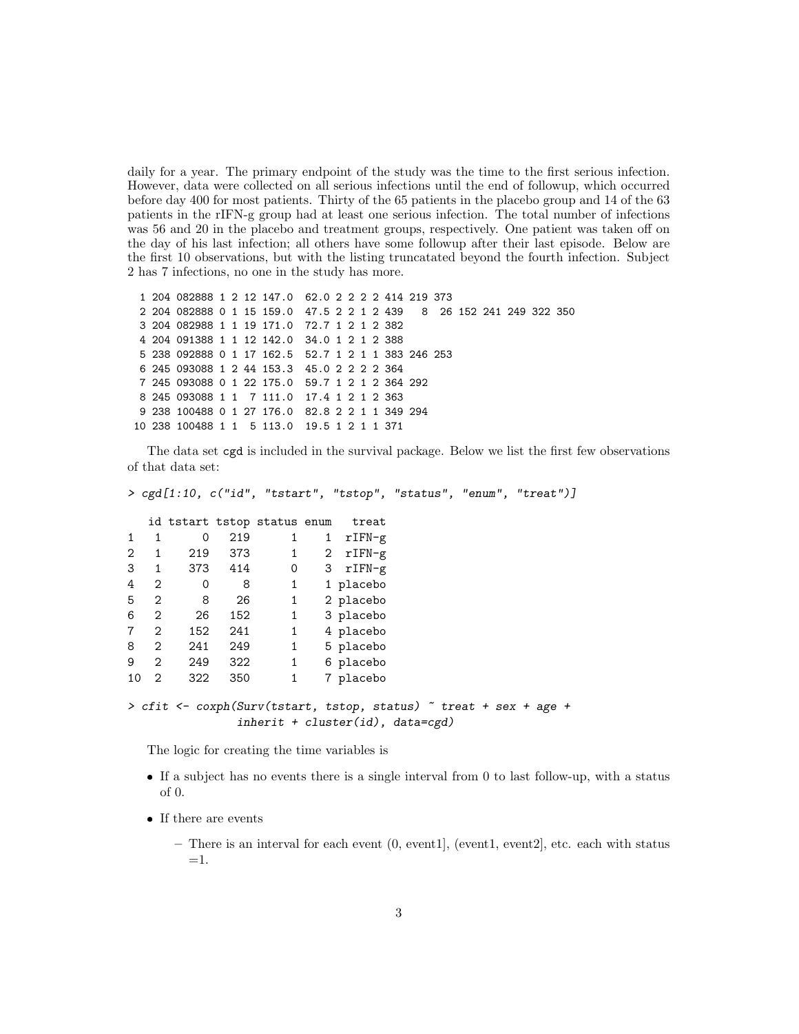daily for a year. The primary endpoint of the study was the time to the first serious infection. However, data were collected on all serious infections until the end of followup, which occurred before day 400 for most patients. Thirty of the 65 patients in the placebo group and 14 of the 63 patients in the rIFN-g group had at least one serious infection. The total number of infections was 56 and 20 in the placebo and treatment groups, respectively. One patient was taken off on the day of his last infection; all others have some followup after their last episode. Below are the first 10 observations, but with the listing truncatated beyond the fourth infection. Subject 2 has 7 infections, no one in the study has more.

```
  1 204 082888 1 2 12 147.0  62.0 2 2 2 2 414 219 373
  2 204 082888 0 1 15 159.0  47.5 2 2 1 2 439   8  26 152 241 249 322 350
  3 204 082988 1 1 19 171.0  72.7 1 2 1 2 382
  4 204 091388 1 1 12 142.0  34.0 1 2 1 2 388
  5 238 092888 0 1 17 162.5  52.7 1 2 1 1 383 246 253
  6 245 093088 1 2 44 153.3  45.0 2 2 2 2 364
  7 245 093088 0 1 22 175.0  59.7 1 2 1 2 364 292
  8 245 093088 1 1  7 111.0  17.4 1 2 1 2 363
  9 238 100488 0 1 27 176.0  82.8 2 2 1 1 349 294
 10 238 100488 1 1  5 113.0  19.5 1 2 1 1 371
```

The data set cgd is included in the survival package. Below we list the first few observations of that data set:

```
> cgd[1:10, c("id", "tstart", "tstop", "status", "enum", "treat")]

   id tstart tstop status enum   treat
1   1      0   219      1    1  rIFN-g
2   1    219   373      1    2  rIFN-g
3   1    373   414      0    3  rIFN-g
4   2      0     8      1    1 placebo
5   2      8    26      1    2 placebo
6   2     26   152      1    3 placebo
7   2    152   241      1    4 placebo
8   2    241   249      1    5 placebo
9   2    249   322      1    6 placebo
10  2    322   350      1    7 placebo

> cfit <- coxph(Surv(tstart, tstop, status) ~ treat + sex + age +
                inherit + cluster(id), data=cgd)
```

The logic for creating the time variables is

- If a subject has no events there is a single interval from 0 to last follow-up, with a status of 0.
- If there are events
  - There is an interval for each event (0, event1], (event1, event2], etc. each with status =1.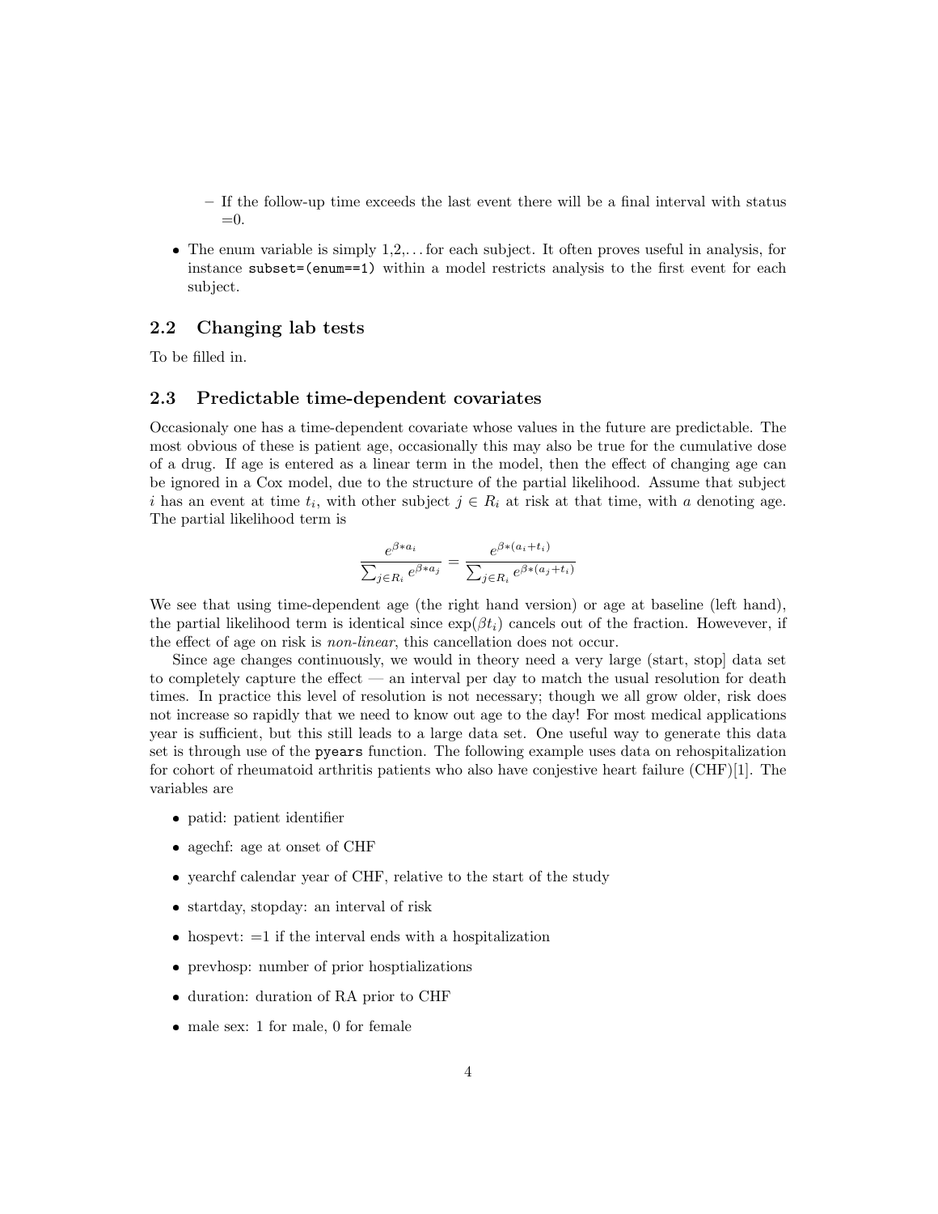- If the follow-up time exceeds the last event there will be a final interval with status =0.

- The enum variable is simply 1,2,... for each subject. It often proves useful in analysis, for instance `subset=(enum==1)` within a model restricts analysis to the first event for each subject.

## 2.2 Changing lab tests

To be filled in.

## 2.3 Predictable time-dependent covariates

Occasionaly one has a time-dependent covariate whose values in the future are predictable. The most obvious of these is patient age, occasionally this may also be true for the cumulative dose of a drug. If age is entered as a linear term in the model, then the effect of changing age can be ignored in a Cox model, due to the structure of the partial likelihood. Assume that subject $i$ has an event at time $t_i$, with other subject $j \in R_i$ at risk at that time, with $a$ denoting age. The partial likelihood term is

$$\frac{e^{\beta * a_i}}{\sum_{j \in R_i} e^{\beta * a_j}} = \frac{e^{\beta * (a_i + t_i)}}{\sum_{j \in R_i} e^{\beta * (a_j + t_i)}}$$

We see that using time-dependent age (the right hand version) or age at baseline (left hand), the partial likelihood term is identical since $\exp(\beta t_i)$ cancels out of the fraction. Howevever, if the effect of age on risk is *non-linear*, this cancellation does not occur.

Since age changes continuously, we would in theory need a very large (start, stop] data set to completely capture the effect — an interval per day to match the usual resolution for death times. In practice this level of resolution is not necessary; though we all grow older, risk does not increase so rapidly that we need to know out age to the day! For most medical applications year is sufficient, but this still leads to a large data set. One useful way to generate this data set is through use of the `pyears` function. The following example uses data on rehospitalization for cohort of rheumatoid arthritis patients who also have conjestive heart failure (CHF)[1]. The variables are

- patid: patient identifier
- agechf: age at onset of CHF
- yearchf calendar year of CHF, relative to the start of the study
- startday, stopday: an interval of risk
- hospevt: =1 if the interval ends with a hospitalization
- prevhosp: number of prior hosptializations
- duration: duration of RA prior to CHF
- male sex: 1 for male, 0 for female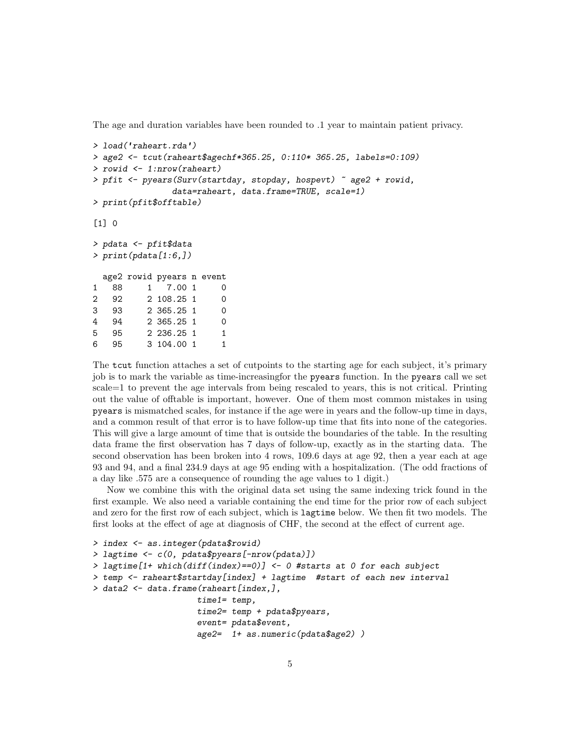The age and duration variables have been rounded to .1 year to maintain patient privacy.

```
> load('raheart.rda')
> age2 <- tcut(raheart$agechf*365.25, 0:110* 365.25, labels=0:109)
> rowid <- 1:nrow(raheart)
> pfit <- pyears(Surv(startday, stopday, hospevt) ~ age2 + rowid,
                 data=raheart, data.frame=TRUE, scale=1)
> print(pfit$offtable)

[1] 0

> pdata <- pfit$data
> print(pdata[1:6,])

  age2 rowid pyears n event
1   88     1   7.00 1     0
2   92     2 108.25 1     0
3   93     2 365.25 1     0
4   94     2 365.25 1     0
5   95     2 236.25 1     1
6   95     3 104.00 1     1
```

The tcut function attaches a set of cutpoints to the starting age for each subject, it's primary job is to mark the variable as time-increasingfor the pyears function. In the pyears call we set scale=1 to prevent the age intervals from being rescaled to years, this is not critical. Printing out the value of offtable is important, however. One of them most common mistakes in using pyears is mismatched scales, for instance if the age were in years and the follow-up time in days, and a common result of that error is to have follow-up time that fits into none of the categories. This will give a large amount of time that is outside the boundaries of the table. In the resulting data frame the first observation has 7 days of follow-up, exactly as in the starting data. The second observation has been broken into 4 rows, 109.6 days at age 92, then a year each at age 93 and 94, and a final 234.9 days at age 95 ending with a hospitalization. (The odd fractions of a day like .575 are a consequence of rounding the age values to 1 digit.)

Now we combine this with the original data set using the same indexing trick found in the first example. We also need a variable containing the end time for the prior row of each subject and zero for the first row of each subject, which is lagtime below. We then fit two models. The first looks at the effect of age at diagnosis of CHF, the second at the effect of current age.

```
> index <- as.integer(pdata$rowid)
> lagtime <- c(0, pdata$pyears[-nrow(pdata)])
> lagtime[1+ which(diff(index)==0)] <- 0 #starts at 0 for each subject
> temp <- raheart$startday[index] + lagtime  #start of each new interval
> data2 <- data.frame(raheart[index,],
                      time1= temp,
                      time2= temp + pdata$pyears,
                      event= pdata$event,
                      age2=  1+ as.numeric(pdata$age2) )
```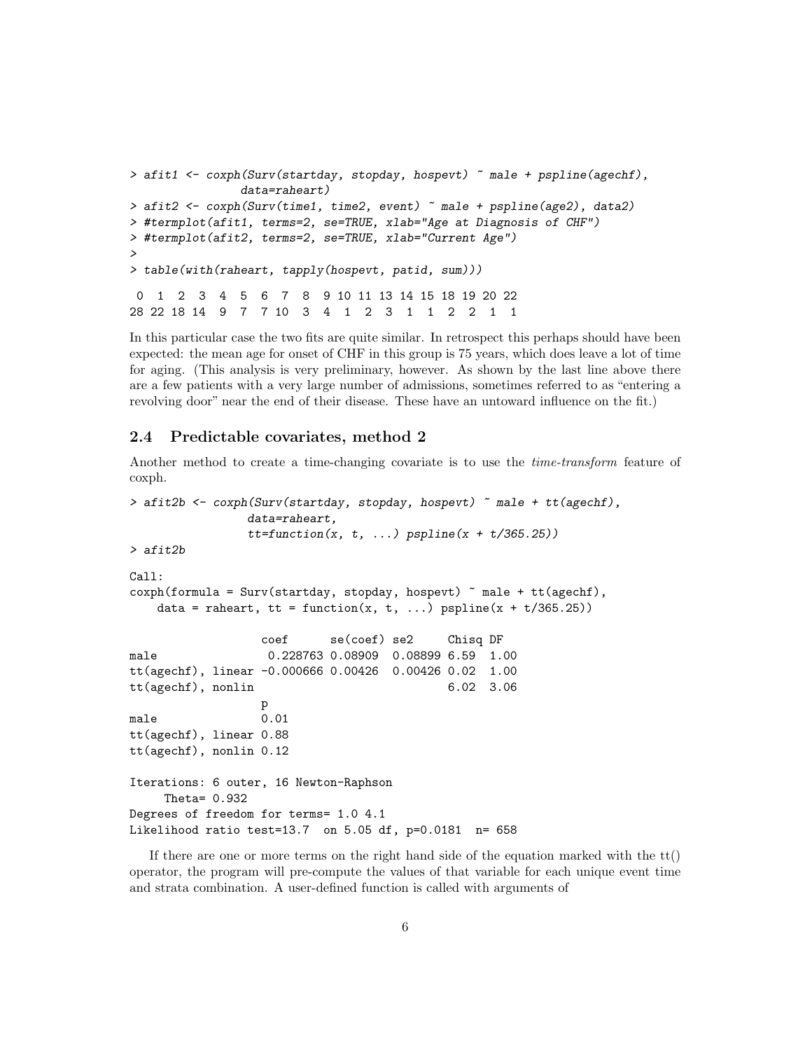```
> afit1 <- coxph(Surv(startday, stopday, hospevt) ~ male + pspline(agechf),
               data=raheart)
> afit2 <- coxph(Surv(time1, time2, event) ~ male + pspline(age2), data2)
> #termplot(afit1, terms=2, se=TRUE, xlab="Age at Diagnosis of CHF")
> #termplot(afit2, terms=2, se=TRUE, xlab="Current Age")
>
> table(with(raheart, tapply(hospevt, patid, sum)))

 0  1  2  3  4  5  6  7  8  9 10 11 13 14 15 18 19 20 22
28 22 18 14  9  7  7 10  3  4  1  2  3  1  1  2  2  1  1
```

In this particular case the two fits are quite similar. In retrospect this perhaps should have been expected: the mean age for onset of CHF in this group is 75 years, which does leave a lot of time for aging. (This analysis is very preliminary, however. As shown by the last line above there are a few patients with a very large number of admissions, sometimes referred to as "entering a revolving door" near the end of their disease. These have an untoward influence on the fit.)

## 2.4 Predictable covariates, method 2

Another method to create a time-changing covariate is to use the *time-transform* feature of coxph.

```
> afit2b <- coxph(Surv(startday, stopday, hospevt) ~ male + tt(agechf),
                data=raheart,
                tt=function(x, t, ...) pspline(x + t/365.25))
> afit2b

Call:
coxph(formula = Surv(startday, stopday, hospevt) ~ male + tt(agechf),
    data = raheart, tt = function(x, t, ...) pspline(x + t/365.25))

                   coef      se(coef) se2     Chisq DF
male                0.228763 0.08909  0.08899 6.59  1.00
tt(agechf), linear -0.000666 0.00426  0.00426 0.02  1.00
tt(agechf), nonlin                            6.02  3.06
                   p
male               0.01
tt(agechf), linear 0.88
tt(agechf), nonlin 0.12

Iterations: 6 outer, 16 Newton-Raphson
     Theta= 0.932
Degrees of freedom for terms= 1.0 4.1
Likelihood ratio test=13.7  on 5.05 df, p=0.0181  n= 658
```

If there are one or more terms on the right hand side of the equation marked with the tt() operator, the program will pre-compute the values of that variable for each unique event time and strata combination. A user-defined function is called with arguments of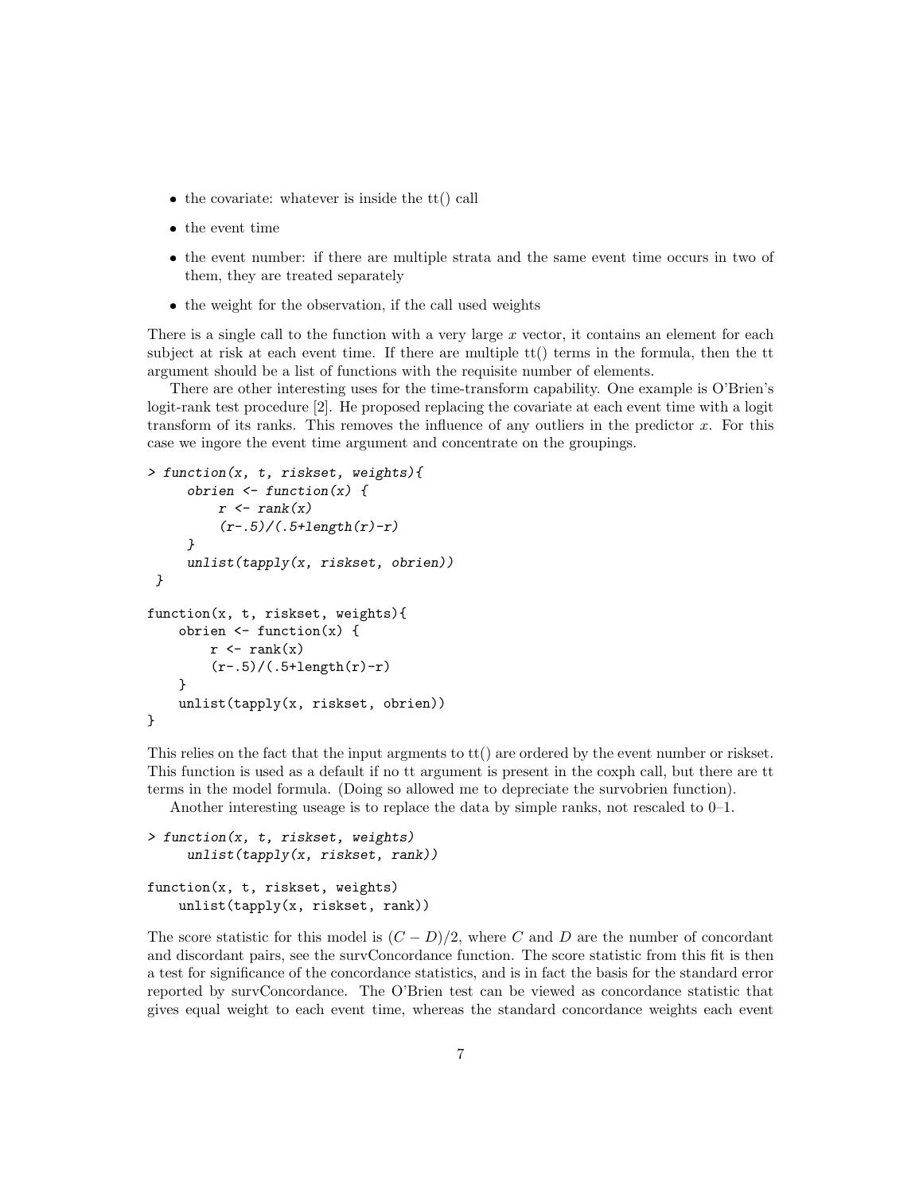- the covariate: whatever is inside the tt() call
- the event time
- the event number: if there are multiple strata and the same event time occurs in two of them, they are treated separately
- the weight for the observation, if the call used weights

There is a single call to the function with a very large $x$ vector, it contains an element for each subject at risk at each event time. If there are multiple tt() terms in the formula, then the tt argument should be a list of functions with the requisite number of elements.

There are other interesting uses for the time-transform capability. One example is O'Brien's logit-rank test procedure [2]. He proposed replacing the covariate at each event time with a logit transform of its ranks. This removes the influence of any outliers in the predictor $x$. For this case we ingore the event time argument and concentrate on the groupings.

```
> function(x, t, riskset, weights){
     obrien <- function(x) {
         r <- rank(x)
         (r-.5)/(.5+length(r)-r)
     }
     unlist(tapply(x, riskset, obrien))
 }

function(x, t, riskset, weights){
    obrien <- function(x) {
        r <- rank(x)
        (r-.5)/(.5+length(r)-r)
    }
    unlist(tapply(x, riskset, obrien))
}
```

This relies on the fact that the input argments to tt() are ordered by the event number or riskset. This function is used as a default if no tt argument is present in the coxph call, but there are tt terms in the model formula. (Doing so allowed me to depreciate the survobrien function).

Another interesting useage is to replace the data by simple ranks, not rescaled to 0–1.

```
> function(x, t, riskset, weights)
     unlist(tapply(x, riskset, rank))

function(x, t, riskset, weights)
    unlist(tapply(x, riskset, rank))
```

The score statistic for this model is $(C - D)/2$, where $C$ and $D$ are the number of concordant and discordant pairs, see the survConcordance function. The score statistic from this fit is then a test for significance of the concordance statistics, and is in fact the basis for the standard error reported by survConcordance. The O'Brien test can be viewed as concordance statistic that gives equal weight to each event time, whereas the standard concordance weights each event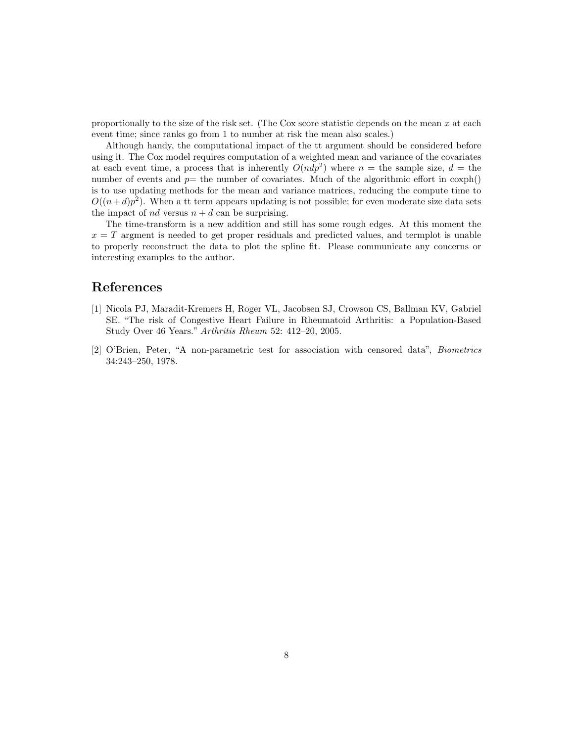proportionally to the size of the risk set. (The Cox score statistic depends on the mean $x$ at each event time; since ranks go from 1 to number at risk the mean also scales.)

Although handy, the computational impact of the tt argument should be considered before using it. The Cox model requires computation of a weighted mean and variance of the covariates at each event time, a process that is inherently $O(ndp^2)$ where $n$ = the sample size, $d$ = the number of events and $p$= the number of covariates. Much of the algorithmic effort in coxph() is to use updating methods for the mean and variance matrices, reducing the compute time to $O((n+d)p^2)$. When a tt term appears updating is not possible; for even moderate size data sets the impact of $nd$ versus $n + d$ can be surprising.

The time-transform is a new addition and still has some rough edges. At this moment the $x = T$ argment is needed to get proper residuals and predicted values, and termplot is unable to properly reconstruct the data to plot the spline fit. Please communicate any concerns or interesting examples to the author.

## References

[1] Nicola PJ, Maradit-Kremers H, Roger VL, Jacobsen SJ, Crowson CS, Ballman KV, Gabriel SE. "The risk of Congestive Heart Failure in Rheumatoid Arthritis: a Population-Based Study Over 46 Years." *Arthritis Rheum* 52: 412–20, 2005.

[2] O'Brien, Peter, "A non-parametric test for association with censored data", *Biometrics* 34:243–250, 1978.